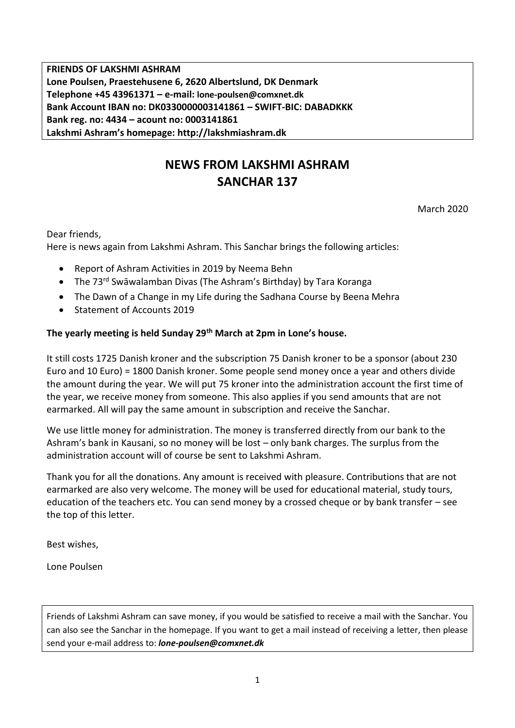**FRIENDS OF LAKSHMI ASHRAM**
**Lone Poulsen, Praestehusene 6, 2620 Albertslund, DK Denmark**
**Telephone +45 43961371 – e-mail: lone-poulsen@comxnet.dk**
**Bank Account IBAN no: DK0330000003141861 – SWIFT-BIC: DABADKKK**
**Bank reg. no: 4434 – acount no: 0003141861**
**Lakshmi Ashram's homepage: http://lakshmiashram.dk**

# NEWS FROM LAKSHMI ASHRAM
# SANCHAR 137

March 2020

Dear friends,
Here is news again from Lakshmi Ashram. This Sanchar brings the following articles:

- Report of Ashram Activities in 2019 by Neema Behn
- The 73rd Swāwalamban Divas (The Ashram's Birthday) by Tara Koranga
- The Dawn of a Change in my Life during the Sadhana Course by Beena Mehra
- Statement of Accounts 2019

**The yearly meeting is held Sunday 29th March at 2pm in Lone's house.**

It still costs 1725 Danish kroner and the subscription 75 Danish kroner to be a sponsor (about 230 Euro and 10 Euro) = 1800 Danish kroner. Some people send money once a year and others divide the amount during the year. We will put 75 kroner into the administration account the first time of the year, we receive money from someone. This also applies if you send amounts that are not earmarked. All will pay the same amount in subscription and receive the Sanchar.

We use little money for administration. The money is transferred directly from our bank to the Ashram's bank in Kausani, so no money will be lost – only bank charges. The surplus from the administration account will of course be sent to Lakshmi Ashram.

Thank you for all the donations. Any amount is received with pleasure. Contributions that are not earmarked are also very welcome. The money will be used for educational material, study tours, education of the teachers etc. You can send money by a crossed cheque or by bank transfer – see the top of this letter.

Best wishes,

Lone Poulsen

Friends of Lakshmi Ashram can save money, if you would be satisfied to receive a mail with the Sanchar. You can also see the Sanchar in the homepage. If you want to get a mail instead of receiving a letter, then please send your e-mail address to: ***lone-poulsen@comxnet.dk***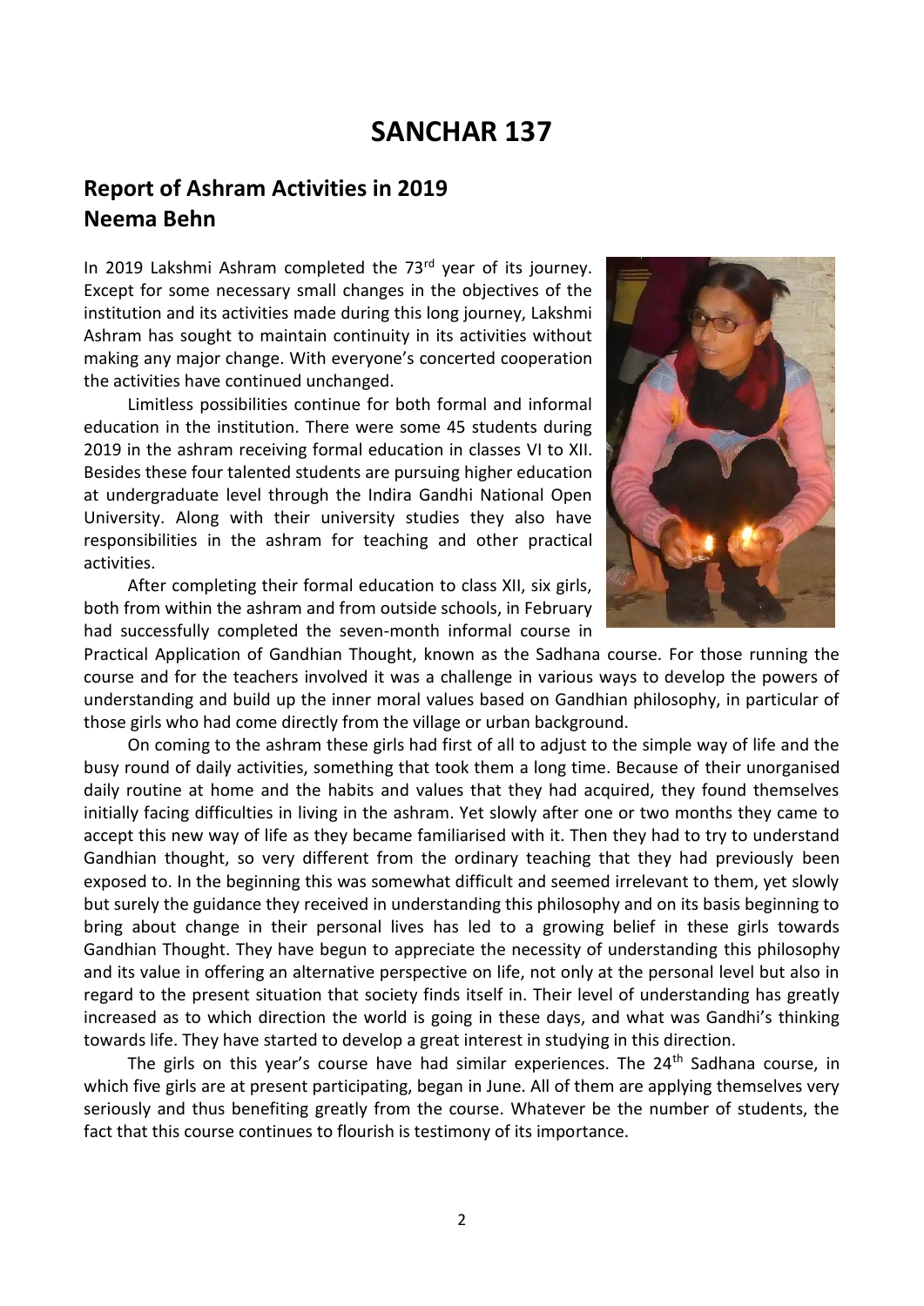# SANCHAR 137

## Report of Ashram Activities in 2019
## Neema Behn

In 2019 Lakshmi Ashram completed the 73rd year of its journey. Except for some necessary small changes in the objectives of the institution and its activities made during this long journey, Lakshmi Ashram has sought to maintain continuity in its activities without making any major change. With everyone's concerted cooperation the activities have continued unchanged.

Limitless possibilities continue for both formal and informal education in the institution. There were some 45 students during 2019 in the ashram receiving formal education in classes VI to XII. Besides these four talented students are pursuing higher education at undergraduate level through the Indira Gandhi National Open University. Along with their university studies they also have responsibilities in the ashram for teaching and other practical activities.

After completing their formal education to class XII, six girls, both from within the ashram and from outside schools, in February had successfully completed the seven-month informal course in Practical Application of Gandhian Thought, known as the Sadhana course. For those running the course and for the teachers involved it was a challenge in various ways to develop the powers of understanding and build up the inner moral values based on Gandhian philosophy, in particular of those girls who had come directly from the village or urban background.

On coming to the ashram these girls had first of all to adjust to the simple way of life and the busy round of daily activities, something that took them a long time. Because of their unorganised daily routine at home and the habits and values that they had acquired, they found themselves initially facing difficulties in living in the ashram. Yet slowly after one or two months they came to accept this new way of life as they became familiarised with it. Then they had to try to understand Gandhian thought, so very different from the ordinary teaching that they had previously been exposed to. In the beginning this was somewhat difficult and seemed irrelevant to them, yet slowly but surely the guidance they received in understanding this philosophy and on its basis beginning to bring about change in their personal lives has led to a growing belief in these girls towards Gandhian Thought. They have begun to appreciate the necessity of understanding this philosophy and its value in offering an alternative perspective on life, not only at the personal level but also in regard to the present situation that society finds itself in. Their level of understanding has greatly increased as to which direction the world is going in these days, and what was Gandhi's thinking towards life. They have started to develop a great interest in studying in this direction.

The girls on this year's course have had similar experiences. The 24th Sadhana course, in which five girls are at present participating, began in June. All of them are applying themselves very seriously and thus benefiting greatly from the course. Whatever be the number of students, the fact that this course continues to flourish is testimony of its importance.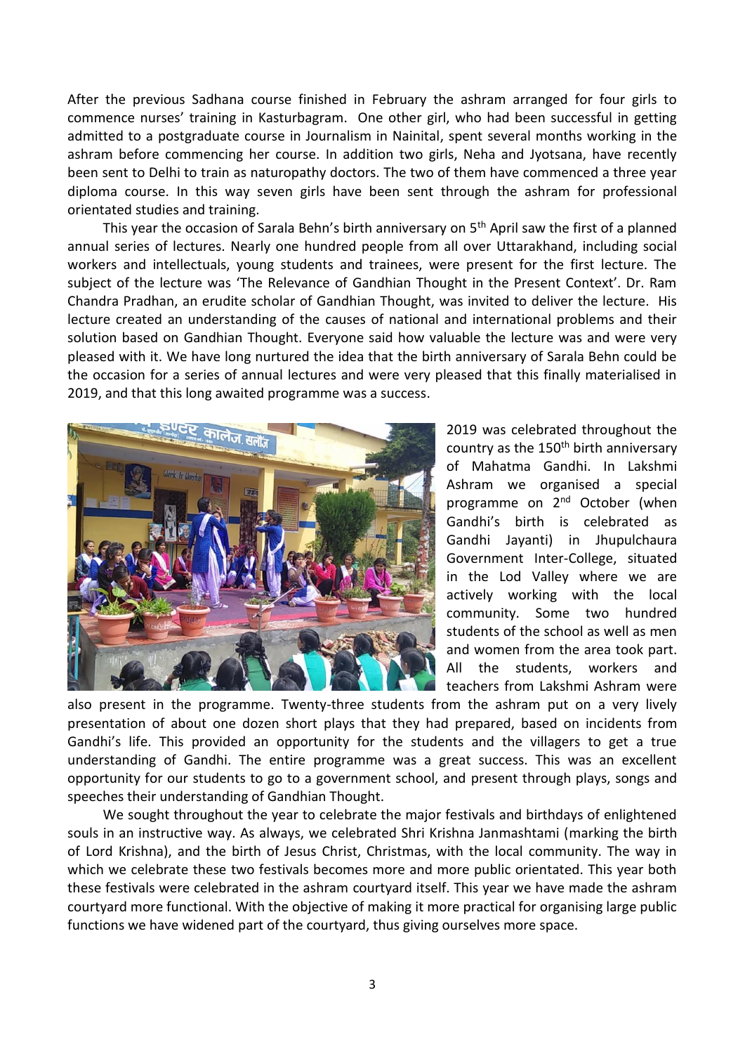After the previous Sadhana course finished in February the ashram arranged for four girls to commence nurses' training in Kasturbagram. One other girl, who had been successful in getting admitted to a postgraduate course in Journalism in Nainital, spent several months working in the ashram before commencing her course. In addition two girls, Neha and Jyotsana, have recently been sent to Delhi to train as naturopathy doctors. The two of them have commenced a three year diploma course. In this way seven girls have been sent through the ashram for professional orientated studies and training.

This year the occasion of Sarala Behn's birth anniversary on 5th April saw the first of a planned annual series of lectures. Nearly one hundred people from all over Uttarakhand, including social workers and intellectuals, young students and trainees, were present for the first lecture. The subject of the lecture was 'The Relevance of Gandhian Thought in the Present Context'. Dr. Ram Chandra Pradhan, an erudite scholar of Gandhian Thought, was invited to deliver the lecture. His lecture created an understanding of the causes of national and international problems and their solution based on Gandhian Thought. Everyone said how valuable the lecture was and were very pleased with it. We have long nurtured the idea that the birth anniversary of Sarala Behn could be the occasion for a series of annual lectures and were very pleased that this finally materialised in 2019, and that this long awaited programme was a success.

2019 was celebrated throughout the country as the 150th birth anniversary of Mahatma Gandhi. In Lakshmi Ashram we organised a special programme on 2nd October (when Gandhi's birth is celebrated as Gandhi Jayanti) in Jhupulchaura Government Inter-College, situated in the Lod Valley where we are actively working with the local community. Some two hundred students of the school as well as men and women from the area took part. All the students, workers and teachers from Lakshmi Ashram were also present in the programme. Twenty-three students from the ashram put on a very lively presentation of about one dozen short plays that they had prepared, based on incidents from Gandhi's life. This provided an opportunity for the students and the villagers to get a true understanding of Gandhi. The entire programme was a great success. This was an excellent opportunity for our students to go to a government school, and present through plays, songs and speeches their understanding of Gandhian Thought.

We sought throughout the year to celebrate the major festivals and birthdays of enlightened souls in an instructive way. As always, we celebrated Shri Krishna Janmashtami (marking the birth of Lord Krishna), and the birth of Jesus Christ, Christmas, with the local community. The way in which we celebrate these two festivals becomes more and more public orientated. This year both these festivals were celebrated in the ashram courtyard itself. This year we have made the ashram courtyard more functional. With the objective of making it more practical for organising large public functions we have widened part of the courtyard, thus giving ourselves more space.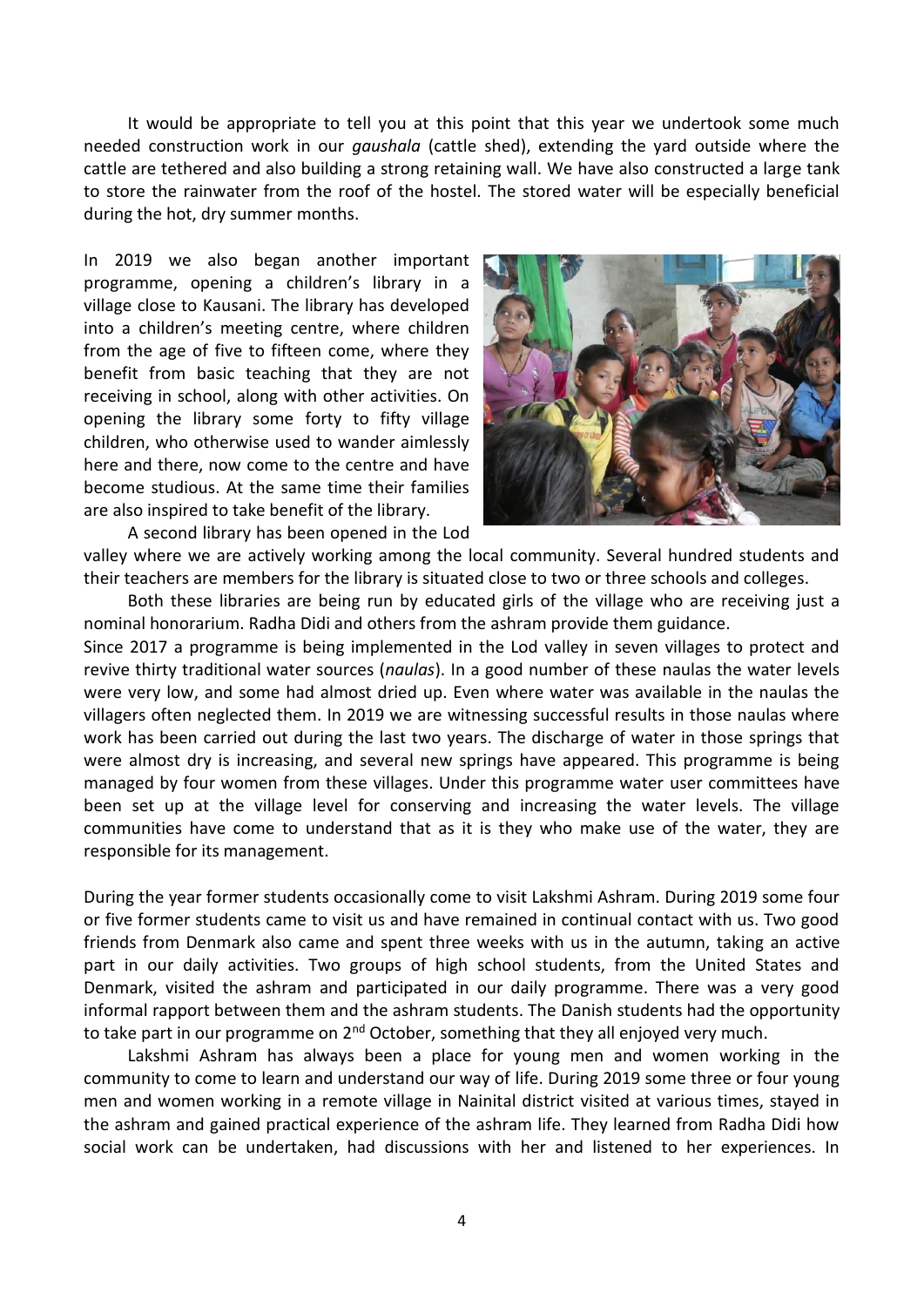It would be appropriate to tell you at this point that this year we undertook some much needed construction work in our *gaushala* (cattle shed), extending the yard outside where the cattle are tethered and also building a strong retaining wall. We have also constructed a large tank to store the rainwater from the roof of the hostel. The stored water will be especially beneficial during the hot, dry summer months.

In 2019 we also began another important programme, opening a children's library in a village close to Kausani. The library has developed into a children's meeting centre, where children from the age of five to fifteen come, where they benefit from basic teaching that they are not receiving in school, along with other activities. On opening the library some forty to fifty village children, who otherwise used to wander aimlessly here and there, now come to the centre and have become studious. At the same time their families are also inspired to take benefit of the library.

A second library has been opened in the Lod valley where we are actively working among the local community. Several hundred students and their teachers are members for the library is situated close to two or three schools and colleges.

Both these libraries are being run by educated girls of the village who are receiving just a nominal honorarium. Radha Didi and others from the ashram provide them guidance.

Since 2017 a programme is being implemented in the Lod valley in seven villages to protect and revive thirty traditional water sources (*naulas*). In a good number of these naulas the water levels were very low, and some had almost dried up. Even where water was available in the naulas the villagers often neglected them. In 2019 we are witnessing successful results in those naulas where work has been carried out during the last two years. The discharge of water in those springs that were almost dry is increasing, and several new springs have appeared. This programme is being managed by four women from these villages. Under this programme water user committees have been set up at the village level for conserving and increasing the water levels. The village communities have come to understand that as it is they who make use of the water, they are responsible for its management.

During the year former students occasionally come to visit Lakshmi Ashram. During 2019 some four or five former students came to visit us and have remained in continual contact with us. Two good friends from Denmark also came and spent three weeks with us in the autumn, taking an active part in our daily activities. Two groups of high school students, from the United States and Denmark, visited the ashram and participated in our daily programme. There was a very good informal rapport between them and the ashram students. The Danish students had the opportunity to take part in our programme on 2nd October, something that they all enjoyed very much.

Lakshmi Ashram has always been a place for young men and women working in the community to come to learn and understand our way of life. During 2019 some three or four young men and women working in a remote village in Nainital district visited at various times, stayed in the ashram and gained practical experience of the ashram life. They learned from Radha Didi how social work can be undertaken, had discussions with her and listened to her experiences. In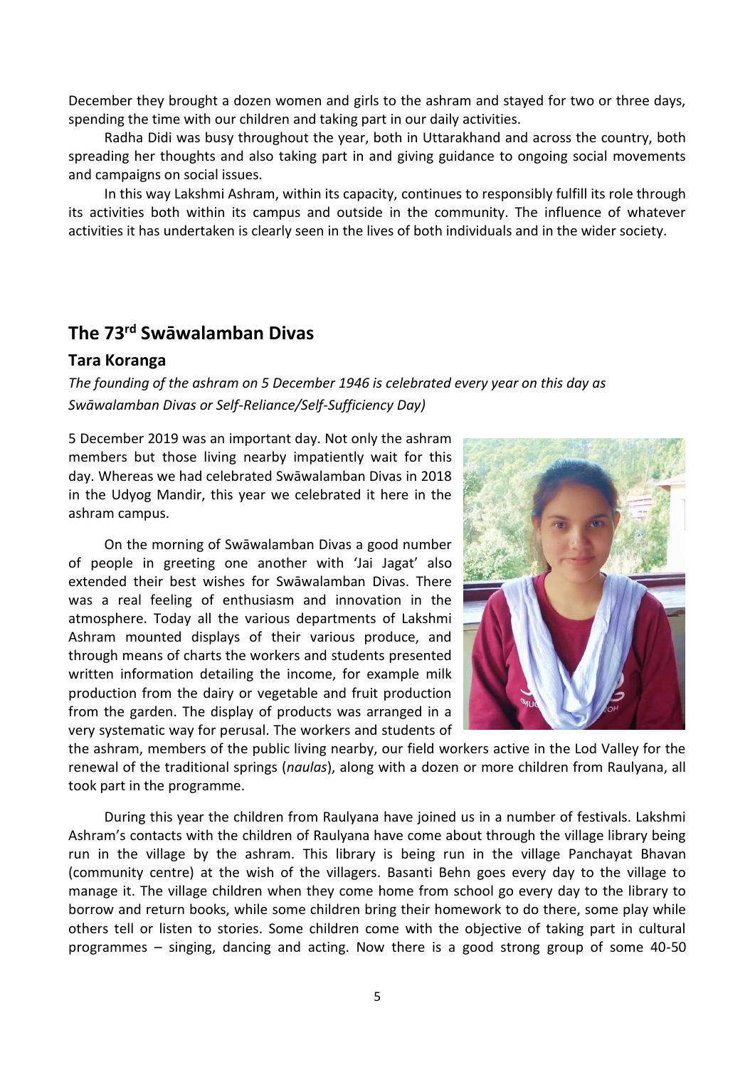December they brought a dozen women and girls to the ashram and stayed for two or three days, spending the time with our children and taking part in our daily activities.

Radha Didi was busy throughout the year, both in Uttarakhand and across the country, both spreading her thoughts and also taking part in and giving guidance to ongoing social movements and campaigns on social issues.

In this way Lakshmi Ashram, within its capacity, continues to responsibly fulfill its role through its activities both within its campus and outside in the community. The influence of whatever activities it has undertaken is clearly seen in the lives of both individuals and in the wider society.

## The 73rd Swāwalamban Divas

### Tara Koranga

*The founding of the ashram on 5 December 1946 is celebrated every year on this day as Swāwalamban Divas or Self-Reliance/Self-Sufficiency Day)*

5 December 2019 was an important day. Not only the ashram members but those living nearby impatiently wait for this day. Whereas we had celebrated Swāwalamban Divas in 2018 in the Udyog Mandir, this year we celebrated it here in the ashram campus.

On the morning of Swāwalamban Divas a good number of people in greeting one another with 'Jai Jagat' also extended their best wishes for Swāwalamban Divas. There was a real feeling of enthusiasm and innovation in the atmosphere. Today all the various departments of Lakshmi Ashram mounted displays of their various produce, and through means of charts the workers and students presented written information detailing the income, for example milk production from the dairy or vegetable and fruit production from the garden. The display of products was arranged in a very systematic way for perusal. The workers and students of the ashram, members of the public living nearby, our field workers active in the Lod Valley for the renewal of the traditional springs (*naulas*), along with a dozen or more children from Raulyana, all took part in the programme.

During this year the children from Raulyana have joined us in a number of festivals. Lakshmi Ashram's contacts with the children of Raulyana have come about through the village library being run in the village by the ashram. This library is being run in the village Panchayat Bhavan (community centre) at the wish of the villagers. Basanti Behn goes every day to the village to manage it. The village children when they come home from school go every day to the library to borrow and return books, while some children bring their homework to do there, some play while others tell or listen to stories. Some children come with the objective of taking part in cultural programmes – singing, dancing and acting. Now there is a good strong group of some 40-50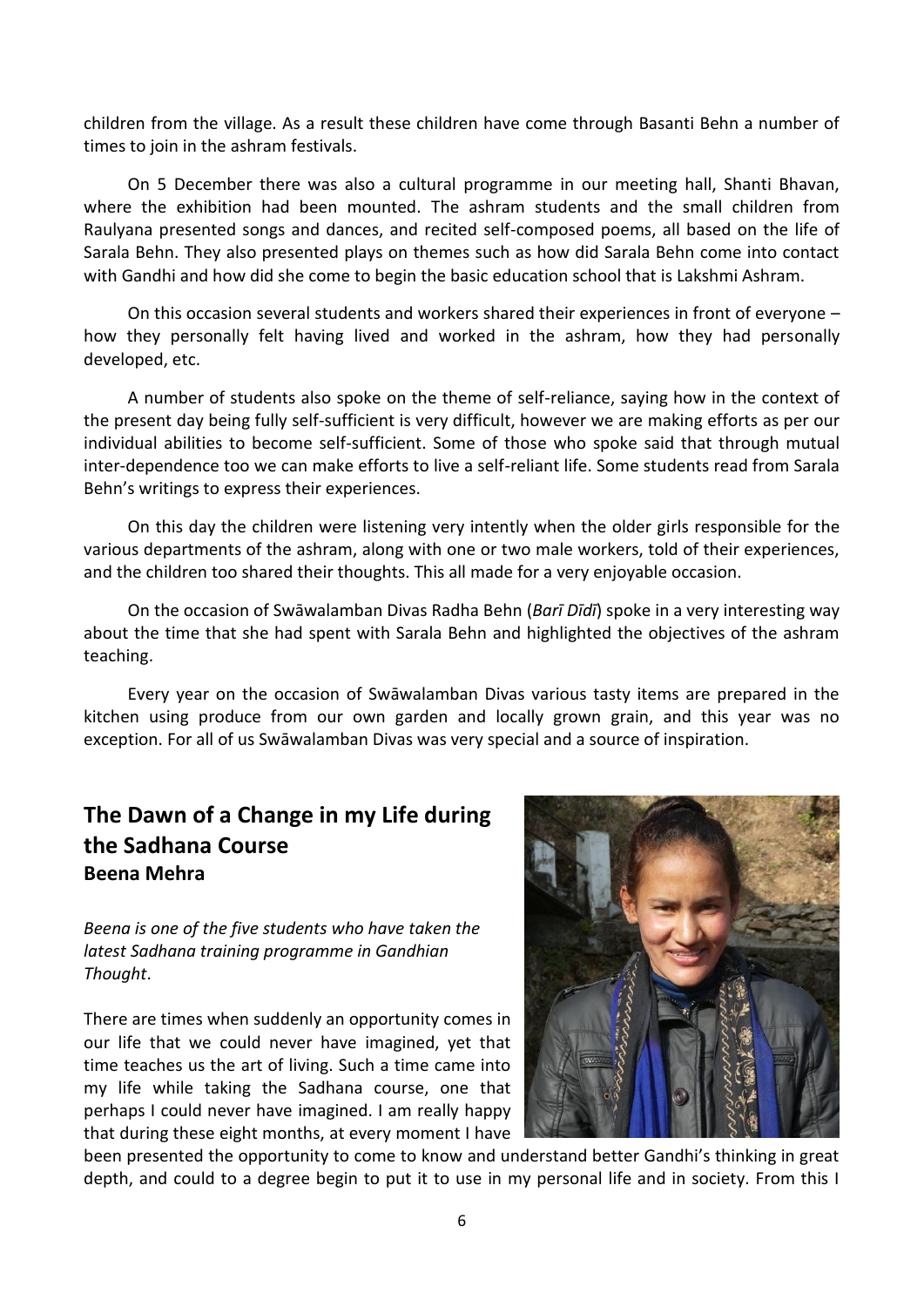children from the village. As a result these children have come through Basanti Behn a number of times to join in the ashram festivals.

On 5 December there was also a cultural programme in our meeting hall, Shanti Bhavan, where the exhibition had been mounted. The ashram students and the small children from Raulyana presented songs and dances, and recited self-composed poems, all based on the life of Sarala Behn. They also presented plays on themes such as how did Sarala Behn come into contact with Gandhi and how did she come to begin the basic education school that is Lakshmi Ashram.

On this occasion several students and workers shared their experiences in front of everyone – how they personally felt having lived and worked in the ashram, how they had personally developed, etc.

A number of students also spoke on the theme of self-reliance, saying how in the context of the present day being fully self-sufficient is very difficult, however we are making efforts as per our individual abilities to become self-sufficient. Some of those who spoke said that through mutual inter-dependence too we can make efforts to live a self-reliant life. Some students read from Sarala Behn's writings to express their experiences.

On this day the children were listening very intently when the older girls responsible for the various departments of the ashram, along with one or two male workers, told of their experiences, and the children too shared their thoughts. This all made for a very enjoyable occasion.

On the occasion of Swāwalamban Divas Radha Behn (*Barī Dīdī*) spoke in a very interesting way about the time that she had spent with Sarala Behn and highlighted the objectives of the ashram teaching.

Every year on the occasion of Swāwalamban Divas various tasty items are prepared in the kitchen using produce from our own garden and locally grown grain, and this year was no exception. For all of us Swāwalamban Divas was very special and a source of inspiration.

## The Dawn of a Change in my Life during the Sadhana Course

**Beena Mehra**

*Beena is one of the five students who have taken the latest Sadhana training programme in Gandhian Thought*.

There are times when suddenly an opportunity comes in our life that we could never have imagined, yet that time teaches us the art of living. Such a time came into my life while taking the Sadhana course, one that perhaps I could never have imagined. I am really happy that during these eight months, at every moment I have been presented the opportunity to come to know and understand better Gandhi's thinking in great depth, and could to a degree begin to put it to use in my personal life and in society. From this I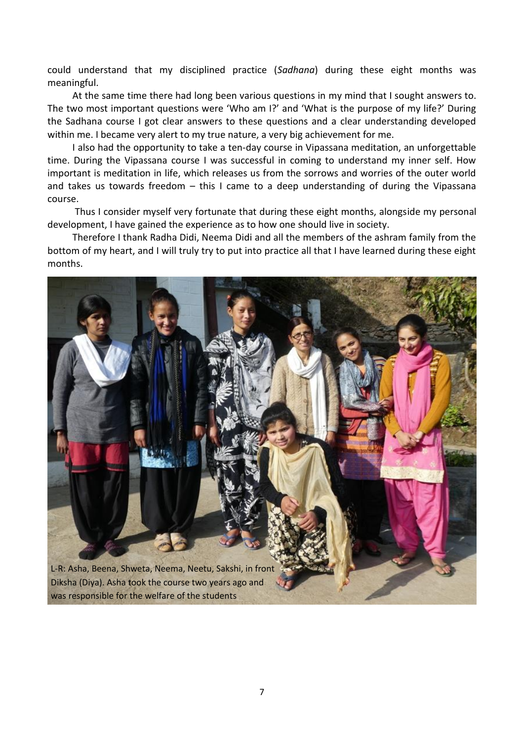could understand that my disciplined practice (*Sadhana*) during these eight months was meaningful.

At the same time there had long been various questions in my mind that I sought answers to. The two most important questions were 'Who am I?' and 'What is the purpose of my life?' During the Sadhana course I got clear answers to these questions and a clear understanding developed within me. I became very alert to my true nature, a very big achievement for me.

I also had the opportunity to take a ten-day course in Vipassana meditation, an unforgettable time. During the Vipassana course I was successful in coming to understand my inner self. How important is meditation in life, which releases us from the sorrows and worries of the outer world and takes us towards freedom – this I came to a deep understanding of during the Vipassana course.

Thus I consider myself very fortunate that during these eight months, alongside my personal development, I have gained the experience as to how one should live in society.

Therefore I thank Radha Didi, Neema Didi and all the members of the ashram family from the bottom of my heart, and I will truly try to put into practice all that I have learned during these eight months.

L-R: Asha, Beena, Shweta, Neema, Neetu, Sakshi, in front Diksha (Diya). Asha took the course two years ago and was responsible for the welfare of the students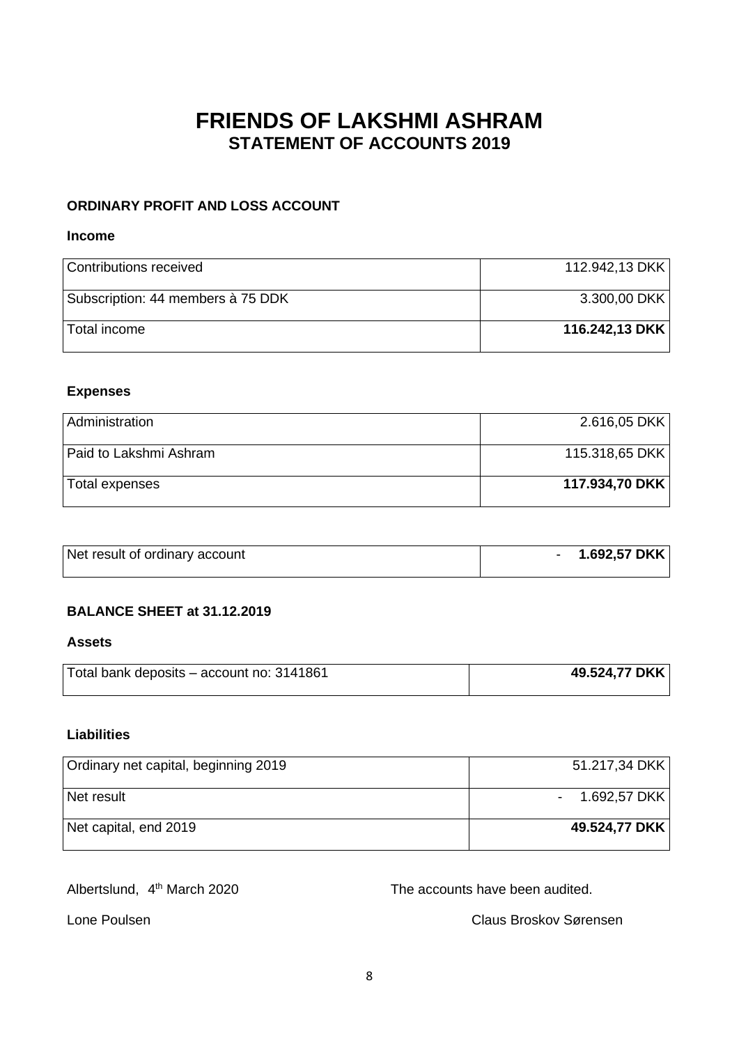# FRIENDS OF LAKSHMI ASHRAM

## STATEMENT OF ACCOUNTS 2019

### ORDINARY PROFIT AND LOSS ACCOUNT

**Income**

| | |
|---|---|
| Contributions received | 112.942,13 DKK |
| Subscription: 44 members à 75 DDK | 3.300,00 DKK |
| Total income | **116.242,13 DKK** |

**Expenses**

| | |
|---|---|
| Administration | 2.616,05 DKK |
| Paid to Lakshmi Ashram | 115.318,65 DKK |
| Total expenses | **117.934,70 DKK** |

| | |
|---|---|
| Net result of ordinary account | - **1.692,57 DKK** |

### BALANCE SHEET at 31.12.2019

**Assets**

| | |
|---|---|
| Total bank deposits – account no: 3141861 | **49.524,77 DKK** |

**Liabilities**

| | |
|---|---|
| Ordinary net capital, beginning 2019 | 51.217,34 DKK |
| Net result | - 1.692,57 DKK |
| Net capital, end 2019 | **49.524,77 DKK** |

Albertslund, 4th March 2020

The accounts have been audited.

Lone Poulsen

Claus Broskov Sørensen